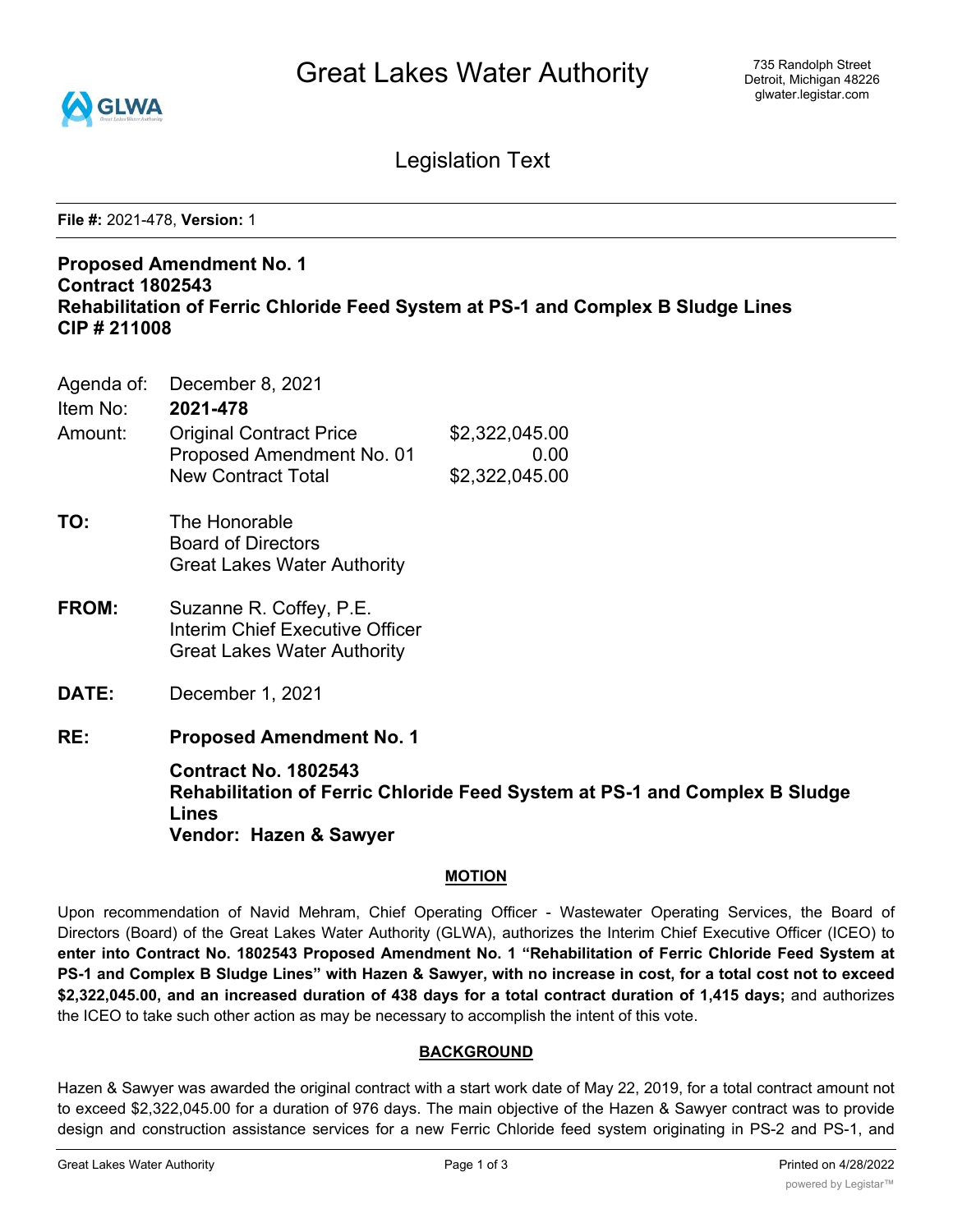# Great Lakes Water Authority

735 Randolph Street
Detroit, Michigan 48226
glwater.legistar.com

## Legislation Text

**File #:** 2021-478, **Version:** 1

**Proposed Amendment No. 1**
**Contract 1802543**
**Rehabilitation of Ferric Chloride Feed System at PS-1 and Complex B Sludge Lines**
**CIP # 211008**

| | | |
|---|---|---|
| Agenda of: | December 8, 2021 | |
| Item No: | **2021-478** | |
| Amount: | Original Contract Price | $2,322,045.00 |
| | Proposed Amendment No. 01 | 0.00 |
| | New Contract Total | $2,322,045.00 |

**TO:** The Honorable
Board of Directors
Great Lakes Water Authority

**FROM:** Suzanne R. Coffey, P.E.
Interim Chief Executive Officer
Great Lakes Water Authority

**DATE:** December 1, 2021

**RE:** **Proposed Amendment No. 1**

**Contract No. 1802543**
**Rehabilitation of Ferric Chloride Feed System at PS-1 and Complex B Sludge Lines**
**Vendor: Hazen & Sawyer**

### MOTION

Upon recommendation of Navid Mehram, Chief Operating Officer - Wastewater Operating Services, the Board of Directors (Board) of the Great Lakes Water Authority (GLWA), authorizes the Interim Chief Executive Officer (ICEO) to **enter into Contract No. 1802543 Proposed Amendment No. 1 "Rehabilitation of Ferric Chloride Feed System at PS-1 and Complex B Sludge Lines" with Hazen & Sawyer, with no increase in cost, for a total cost not to exceed $2,322,045.00, and an increased duration of 438 days for a total contract duration of 1,415 days;** and authorizes the ICEO to take such other action as may be necessary to accomplish the intent of this vote.

### BACKGROUND

Hazen & Sawyer was awarded the original contract with a start work date of May 22, 2019, for a total contract amount not to exceed $2,322,045.00 for a duration of 976 days. The main objective of the Hazen & Sawyer contract was to provide design and construction assistance services for a new Ferric Chloride feed system originating in PS-2 and PS-1, and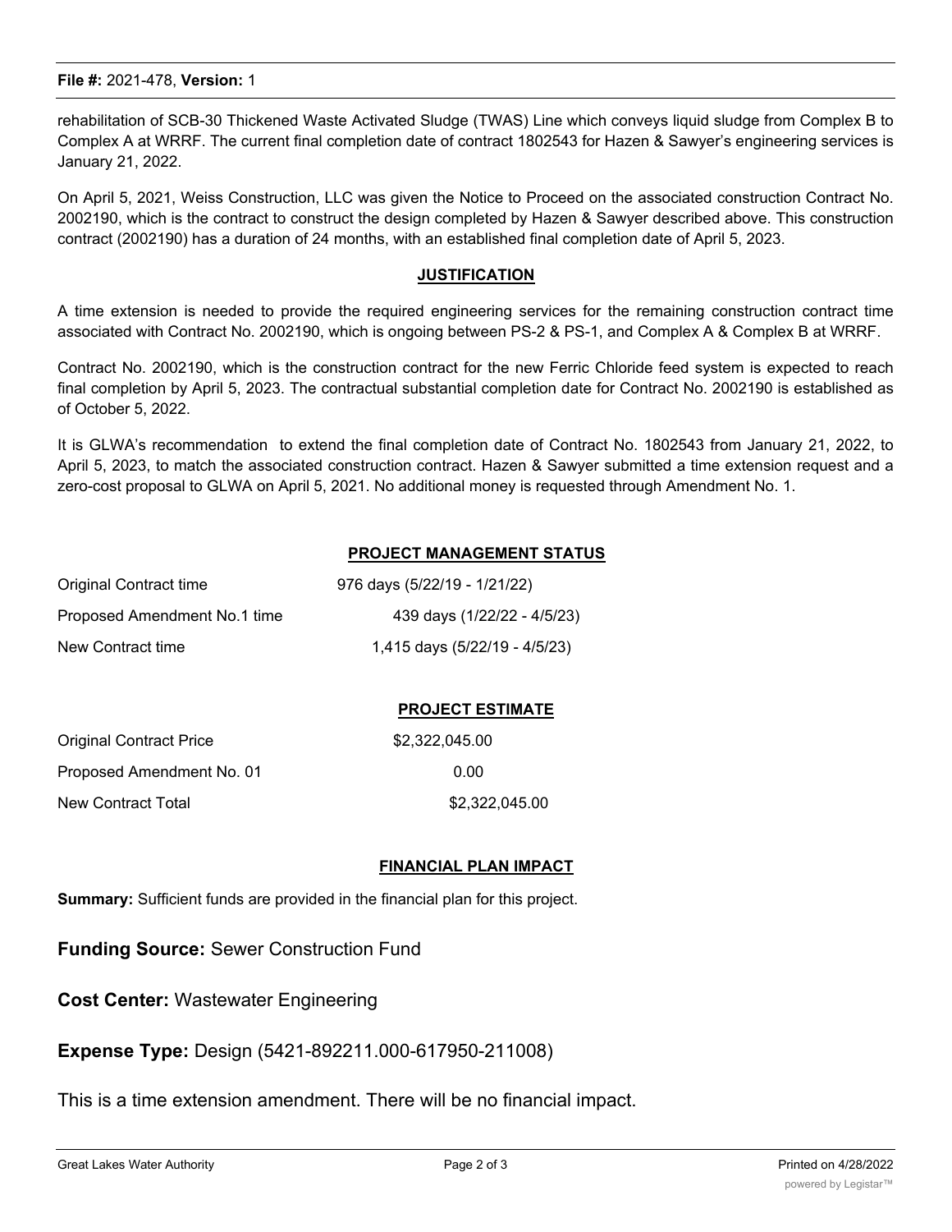rehabilitation of SCB-30 Thickened Waste Activated Sludge (TWAS) Line which conveys liquid sludge from Complex B to Complex A at WRRF. The current final completion date of contract 1802543 for Hazen & Sawyer's engineering services is January 21, 2022.

On April 5, 2021, Weiss Construction, LLC was given the Notice to Proceed on the associated construction Contract No. 2002190, which is the contract to construct the design completed by Hazen & Sawyer described above. This construction contract (2002190) has a duration of 24 months, with an established final completion date of April 5, 2023.

## JUSTIFICATION

A time extension is needed to provide the required engineering services for the remaining construction contract time associated with Contract No. 2002190, which is ongoing between PS-2 & PS-1, and Complex A & Complex B at WRRF.

Contract No. 2002190, which is the construction contract for the new Ferric Chloride feed system is expected to reach final completion by April 5, 2023. The contractual substantial completion date for Contract No. 2002190 is established as of October 5, 2022.

It is GLWA's recommendation to extend the final completion date of Contract No. 1802543 from January 21, 2022, to April 5, 2023, to match the associated construction contract. Hazen & Sawyer submitted a time extension request and a zero-cost proposal to GLWA on April 5, 2021. No additional money is requested through Amendment No. 1.

## PROJECT MANAGEMENT STATUS

| | |
|---|---|
| Original Contract time | 976 days (5/22/19 - 1/21/22) |
| Proposed Amendment No.1 time | 439 days (1/22/22 - 4/5/23) |
| New Contract time | 1,415 days (5/22/19 - 4/5/23) |

## PROJECT ESTIMATE

| | |
|---|---|
| Original Contract Price | $2,322,045.00 |
| Proposed Amendment No. 01 | 0.00 |
| New Contract Total | $2,322,045.00 |

## FINANCIAL PLAN IMPACT

**Summary:** Sufficient funds are provided in the financial plan for this project.

**Funding Source:** Sewer Construction Fund

**Cost Center:** Wastewater Engineering

**Expense Type:** Design (5421-892211.000-617950-211008)

This is a time extension amendment. There will be no financial impact.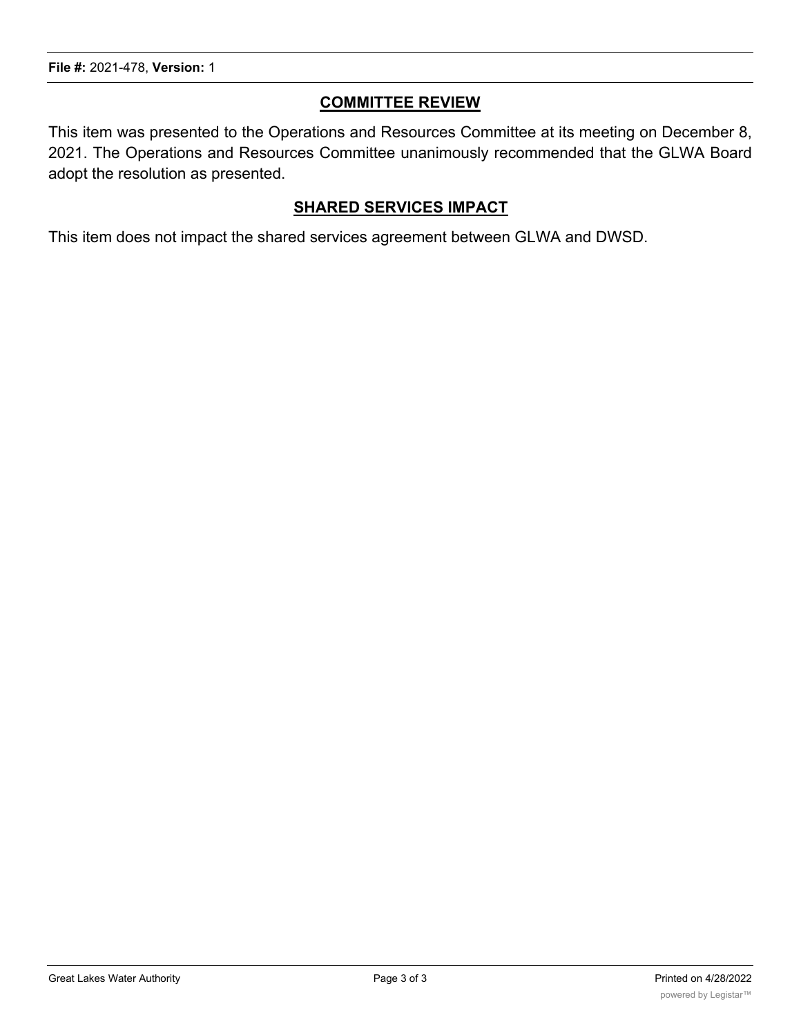File #: 2021-478, Version: 1

## COMMITTEE REVIEW

This item was presented to the Operations and Resources Committee at its meeting on December 8, 2021. The Operations and Resources Committee unanimously recommended that the GLWA Board adopt the resolution as presented.

## SHARED SERVICES IMPACT

This item does not impact the shared services agreement between GLWA and DWSD.